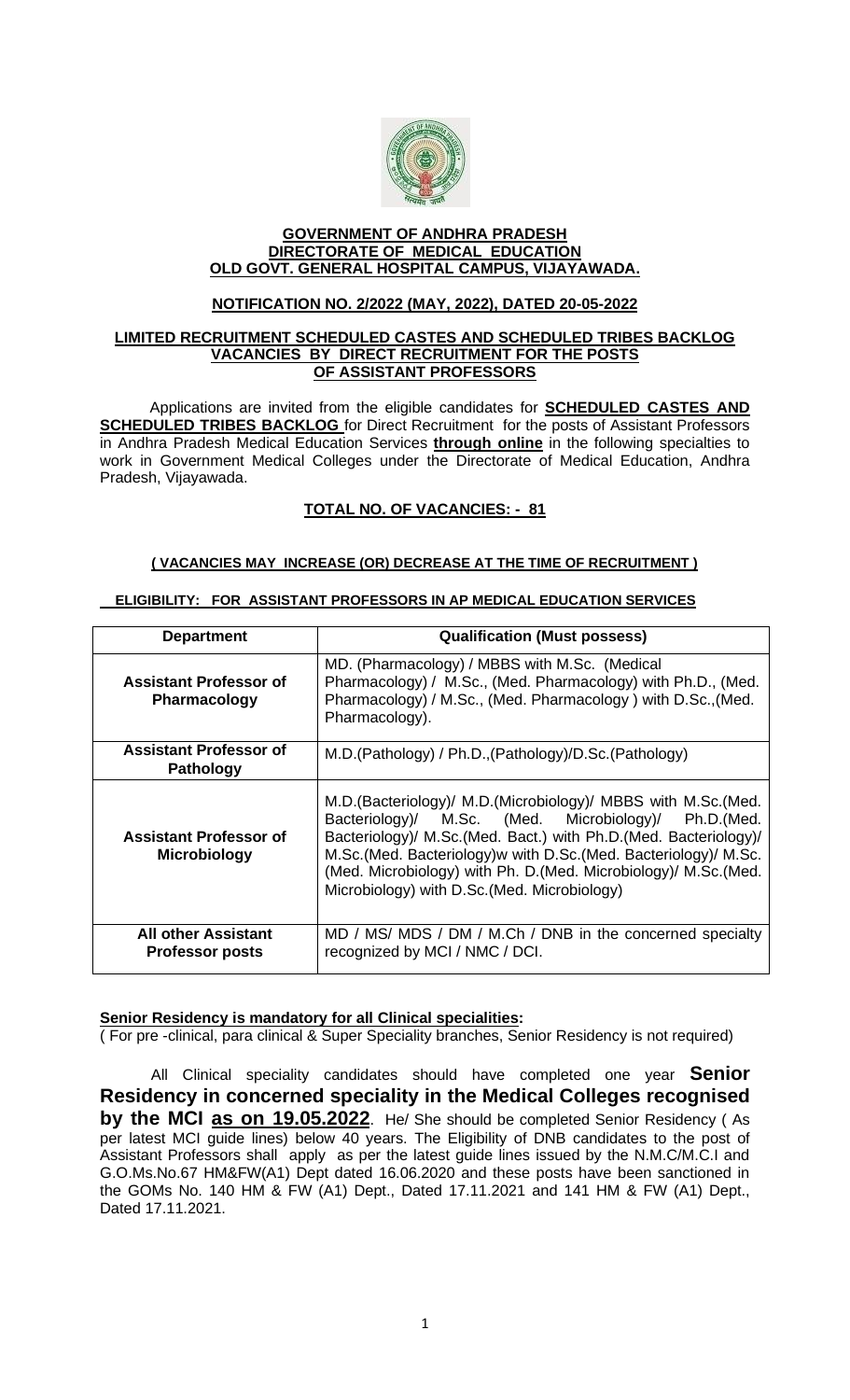**GOVERNMENT OF ANDHRA PRADESH**
**DIRECTORATE OF MEDICAL EDUCATION**
**OLD GOVT. GENERAL HOSPITAL CAMPUS, VIJAYAWADA.**

**NOTIFICATION NO. 2/2022 (MAY, 2022), DATED 20-05-2022**

**LIMITED RECRUITMENT SCHEDULED CASTES AND SCHEDULED TRIBES BACKLOG VACANCIES BY DIRECT RECRUITMENT FOR THE POSTS OF ASSISTANT PROFESSORS**

Applications are invited from the eligible candidates for **SCHEDULED CASTES AND SCHEDULED TRIBES BACKLOG** for Direct Recruitment for the posts of Assistant Professors in Andhra Pradesh Medical Education Services **through online** in the following specialties to work in Government Medical Colleges under the Directorate of Medical Education, Andhra Pradesh, Vijayawada.

**TOTAL NO. OF VACANCIES: - 81**

**( VACANCIES MAY INCREASE (OR) DECREASE AT THE TIME OF RECRUITMENT )**

**ELIGIBILITY: FOR ASSISTANT PROFESSORS IN AP MEDICAL EDUCATION SERVICES**

| Department | Qualification (Must possess) |
|---|---|
| **Assistant Professor of Pharmacology** | MD. (Pharmacology) / MBBS with M.Sc. (Medical Pharmacology) / M.Sc., (Med. Pharmacology) with Ph.D., (Med. Pharmacology) / M.Sc., (Med. Pharmacology ) with D.Sc.,(Med. Pharmacology). |
| **Assistant Professor of Pathology** | M.D.(Pathology) / Ph.D.,(Pathology)/D.Sc.(Pathology) |
| **Assistant Professor of Microbiology** | M.D.(Bacteriology)/ M.D.(Microbiology)/ MBBS with M.Sc.(Med. Bacteriology)/ M.Sc. (Med. Microbiology)/ Ph.D.(Med. Bacteriology)/ M.Sc.(Med. Bact.) with Ph.D.(Med. Bacteriology)/ M.Sc.(Med. Bacteriology)w with D.Sc.(Med. Bacteriology)/ M.Sc. (Med. Microbiology) with Ph. D.(Med. Microbiology)/ M.Sc.(Med. Microbiology) with D.Sc.(Med. Microbiology) |
| **All other Assistant Professor posts** | MD / MS/ MDS / DM / M.Ch / DNB in the concerned specialty recognized by MCI / NMC / DCI. |

**Senior Residency is mandatory for all Clinical specialities:**
( For pre -clinical, para clinical & Super Speciality branches, Senior Residency is not required)

All Clinical speciality candidates should have completed one year **Senior Residency in concerned speciality in the Medical Colleges recognised by the MCI as on 19.05.2022**. He/ She should be completed Senior Residency ( As per latest MCI guide lines) below 40 years. The Eligibility of DNB candidates to the post of Assistant Professors shall apply as per the latest guide lines issued by the N.M.C/M.C.I and G.O.Ms.No.67 HM&FW(A1) Dept dated 16.06.2020 and these posts have been sanctioned in the GOMs No. 140 HM & FW (A1) Dept., Dated 17.11.2021 and 141 HM & FW (A1) Dept., Dated 17.11.2021.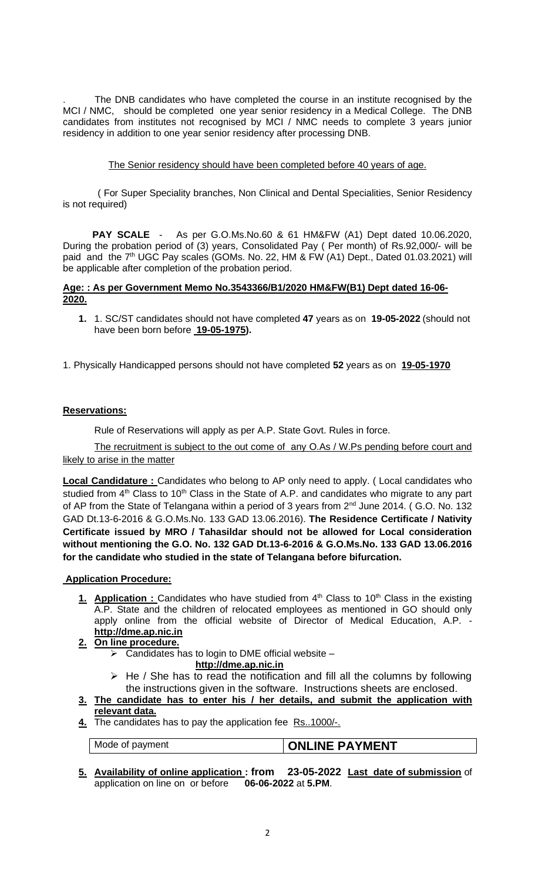. The DNB candidates who have completed the course in an institute recognised by the MCI / NMC, should be completed one year senior residency in a Medical College. The DNB candidates from institutes not recognised by MCI / NMC needs to complete 3 years junior residency in addition to one year senior residency after processing DNB.

The Senior residency should have been completed before 40 years of age.

( For Super Speciality branches, Non Clinical and Dental Specialities, Senior Residency is not required)

**PAY SCALE** - As per G.O.Ms.No.60 & 61 HM&FW (A1) Dept dated 10.06.2020, During the probation period of (3) years, Consolidated Pay ( Per month) of Rs.92,000/- will be paid and the 7th UGC Pay scales (GOMs. No. 22, HM & FW (A1) Dept., Dated 01.03.2021) will be applicable after completion of the probation period.

**Age: : As per Government Memo No.3543366/B1/2020 HM&FW(B1) Dept dated 16-06-2020.**

1. 1. SC/ST candidates should not have completed **47** years as on **19-05-2022** (should not have been born before **19-05-1975).**

1. Physically Handicapped persons should not have completed **52** years as on **19-05-1970**

**Reservations:**

Rule of Reservations will apply as per A.P. State Govt. Rules in force.

The recruitment is subject to the out come of any O.As / W.Ps pending before court and likely to arise in the matter

**Local Candidature :** Candidates who belong to AP only need to apply. ( Local candidates who studied from 4th Class to 10th Class in the State of A.P. and candidates who migrate to any part of AP from the State of Telangana within a period of 3 years from 2nd June 2014. ( G.O. No. 132 GAD Dt.13-6-2016 & G.O.Ms.No. 133 GAD 13.06.2016). **The Residence Certificate / Nativity Certificate issued by MRO / Tahasildar should not be allowed for Local consideration without mentioning the G.O. No. 132 GAD Dt.13-6-2016 & G.O.Ms.No. 133 GAD 13.06.2016 for the candidate who studied in the state of Telangana before bifurcation.**

**Application Procedure:**

1. **Application :** Candidates who have studied from 4th Class to 10th Class in the existing A.P. State and the children of relocated employees as mentioned in GO should only apply online from the official website of Director of Medical Education, A.P. - **http://dme.ap.nic.in**
2. **On line procedure.**
   - Candidates has to login to DME official website – **http://dme.ap.nic.in**
   - He / She has to read the notification and fill all the columns by following the instructions given in the software. Instructions sheets are enclosed.
3. **The candidate has to enter his / her details, and submit the application with relevant data.**
4. The candidates has to pay the application fee Rs..1000/-.

| Mode of payment | **ONLINE PAYMENT** |
|---|---|

5. **Availability of online application : from 23-05-2022 Last date of submission** of application on line on or before **06-06-2022** at **5.PM**.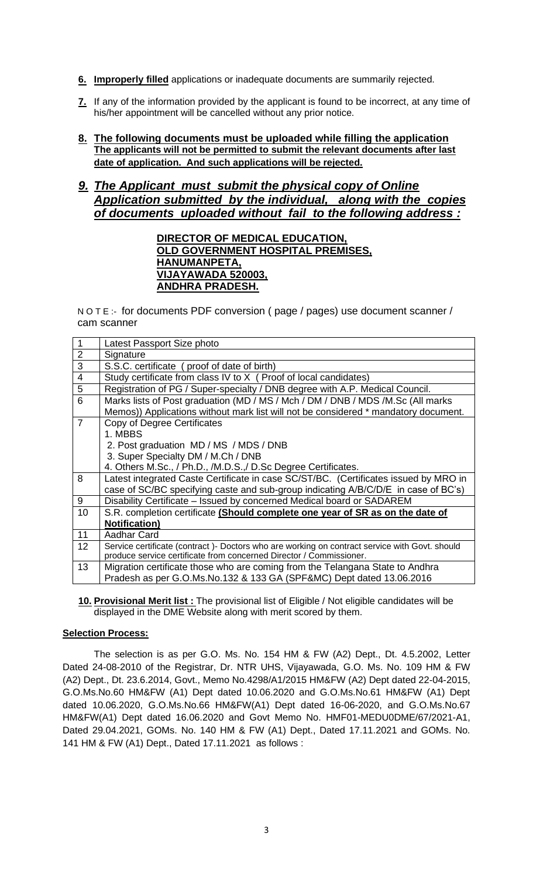6. **Improperly filled** applications or inadequate documents are summarily rejected.

7. If any of the information provided by the applicant is found to be incorrect, at any time of his/her appointment will be cancelled without any prior notice.

8. **The following documents must be uploaded while filling the application The applicants will not be permitted to submit the relevant documents after last date of application. And such applications will be rejected.**

## *9. The Applicant must submit the physical copy of Online Application submitted by the individual, along with the copies of documents uploaded without fail to the following address :*

**DIRECTOR OF MEDICAL EDUCATION,**
**OLD GOVERNMENT HOSPITAL PREMISES,**
**HANUMANPETA,**
**VIJAYAWADA 520003,**
**ANDHRA PRADESH.**

N O T E :- for documents PDF conversion ( page / pages) use document scanner / cam scanner

| | |
|---|---|
| 1 | Latest Passport Size photo |
| 2 | Signature |
| 3 | S.S.C. certificate ( proof of date of birth) |
| 4 | Study certificate from class IV to X ( Proof of local candidates) |
| 5 | Registration of PG / Super-specialty / DNB degree with A.P. Medical Council. |
| 6 | Marks lists of Post graduation (MD / MS / Mch / DM / DNB / MDS /M.Sc (All marks Memos)) Applications without mark list will not be considered * mandatory document. |
| 7 | Copy of Degree Certificates<br>1. MBBS<br>2. Post graduation MD / MS / MDS / DNB<br>3. Super Specialty DM / M.Ch / DNB<br>4. Others M.Sc., / Ph.D., /M.D.S.,/ D.Sc Degree Certificates. |
| 8 | Latest integrated Caste Certificate in case SC/ST/BC. (Certificates issued by MRO in case of SC/BC specifying caste and sub-group indicating A/B/C/D/E in case of BC's) |
| 9 | Disability Certificate – Issued by concerned Medical board or SADAREM |
| 10 | S.R. completion certificate **(Should complete one year of SR as on the date of Notification)** |
| 11 | Aadhar Card |
| 12 | Service certificate (contract )- Doctors who are working on contract service with Govt. should produce service certificate from concerned Director / Commissioner. |
| 13 | Migration certificate those who are coming from the Telangana State to Andhra Pradesh as per G.O.Ms.No.132 & 133 GA (SPF&MC) Dept dated 13.06.2016 |

10. **Provisional Merit list :** The provisional list of Eligible / Not eligible candidates will be displayed in the DME Website along with merit scored by them.

**Selection Process:**

The selection is as per G.O. Ms. No. 154 HM & FW (A2) Dept., Dt. 4.5.2002, Letter Dated 24-08-2010 of the Registrar, Dr. NTR UHS, Vijayawada, G.O. Ms. No. 109 HM & FW (A2) Dept., Dt. 23.6.2014, Govt., Memo No.4298/A1/2015 HM&FW (A2) Dept dated 22-04-2015, G.O.Ms.No.60 HM&FW (A1) Dept dated 10.06.2020 and G.O.Ms.No.61 HM&FW (A1) Dept dated 10.06.2020, G.O.Ms.No.66 HM&FW(A1) Dept dated 16-06-2020, and G.O.Ms.No.67 HM&FW(A1) Dept dated 16.06.2020 and Govt Memo No. HMF01-MEDU0DME/67/2021-A1, Dated 29.04.2021, GOMs. No. 140 HM & FW (A1) Dept., Dated 17.11.2021 and GOMs. No. 141 HM & FW (A1) Dept., Dated 17.11.2021 as follows :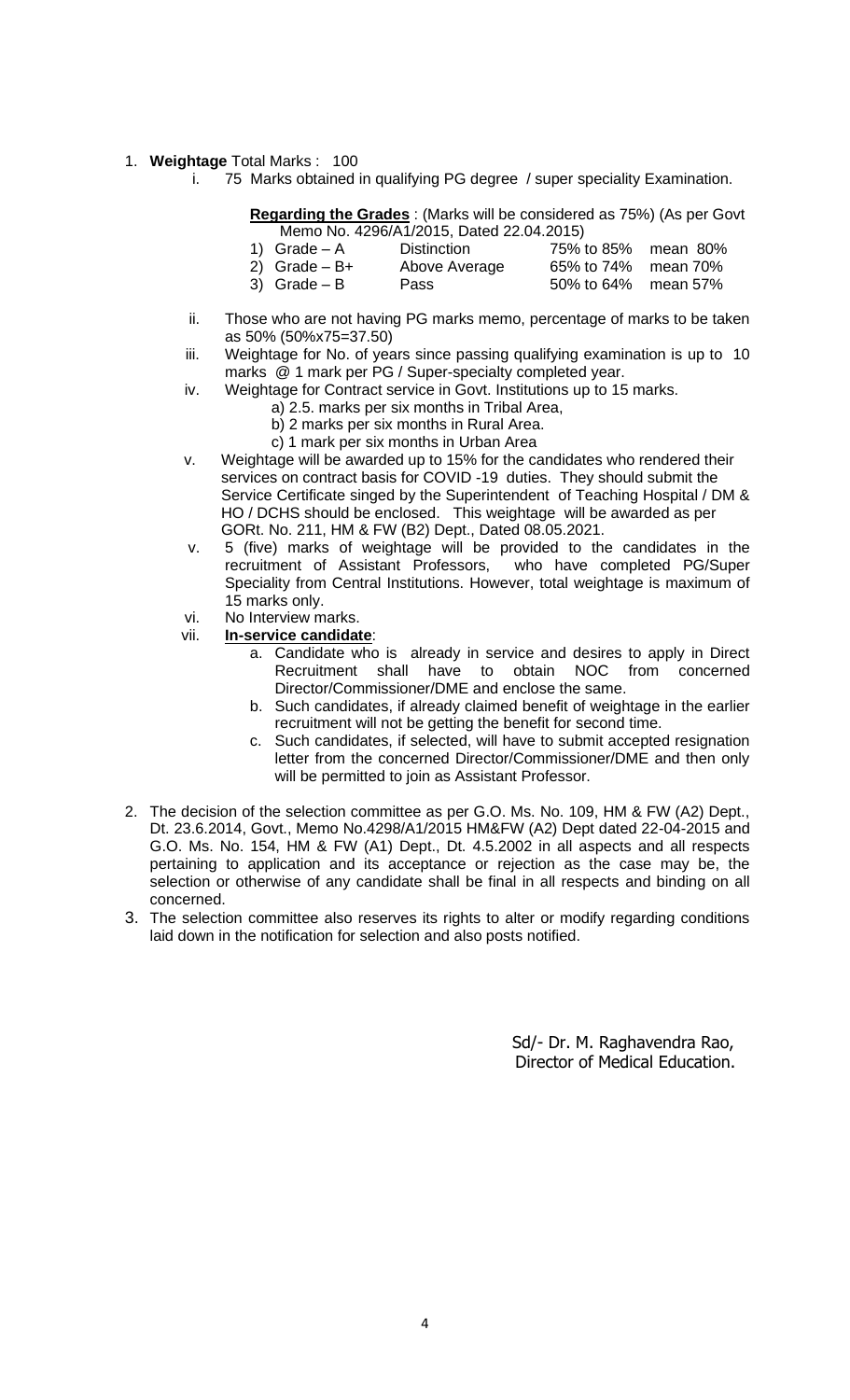1. **Weightage** Total Marks : 100

   i. 75 Marks obtained in qualifying PG degree / super speciality Examination.

   **Regarding the Grades** : (Marks will be considered as 75%) (As per Govt Memo No. 4296/A1/2015, Dated 22.04.2015)

   | | | | |
   |---|---|---|---|
   | 1) Grade – A | Distinction | 75% to 85% | mean 80% |
   | 2) Grade – B+ | Above Average | 65% to 74% | mean 70% |
   | 3) Grade – B | Pass | 50% to 64% | mean 57% |

   ii. Those who are not having PG marks memo, percentage of marks to be taken as 50% (50%x75=37.50)

   iii. Weightage for No. of years since passing qualifying examination is up to 10 marks @ 1 mark per PG / Super-specialty completed year.

   iv. Weightage for Contract service in Govt. Institutions up to 15 marks.
      - a) 2.5. marks per six months in Tribal Area,
      - b) 2 marks per six months in Rural Area.
      - c) 1 mark per six months in Urban Area

   v. Weightage will be awarded up to 15% for the candidates who rendered their services on contract basis for COVID -19 duties. They should submit the Service Certificate singed by the Superintendent of Teaching Hospital / DM & HO / DCHS should be enclosed. This weightage will be awarded as per GORt. No. 211, HM & FW (B2) Dept., Dated 08.05.2021.

   v. 5 (five) marks of weightage will be provided to the candidates in the recruitment of Assistant Professors, who have completed PG/Super Speciality from Central Institutions. However, total weightage is maximum of 15 marks only.

   vi. No Interview marks.

   vii. **In-service candidate**:
      - a. Candidate who is already in service and desires to apply in Direct Recruitment shall have to obtain NOC from concerned Director/Commissioner/DME and enclose the same.
      - b. Such candidates, if already claimed benefit of weightage in the earlier recruitment will not be getting the benefit for second time.
      - c. Such candidates, if selected, will have to submit accepted resignation letter from the concerned Director/Commissioner/DME and then only will be permitted to join as Assistant Professor.

2. The decision of the selection committee as per G.O. Ms. No. 109, HM & FW (A2) Dept., Dt. 23.6.2014, Govt., Memo No.4298/A1/2015 HM&FW (A2) Dept dated 22-04-2015 and G.O. Ms. No. 154, HM & FW (A1) Dept., Dt. 4.5.2002 in all aspects and all respects pertaining to application and its acceptance or rejection as the case may be, the selection or otherwise of any candidate shall be final in all respects and binding on all concerned.

3. The selection committee also reserves its rights to alter or modify regarding conditions laid down in the notification for selection and also posts notified.

Sd/- Dr. M. Raghavendra Rao,
Director of Medical Education.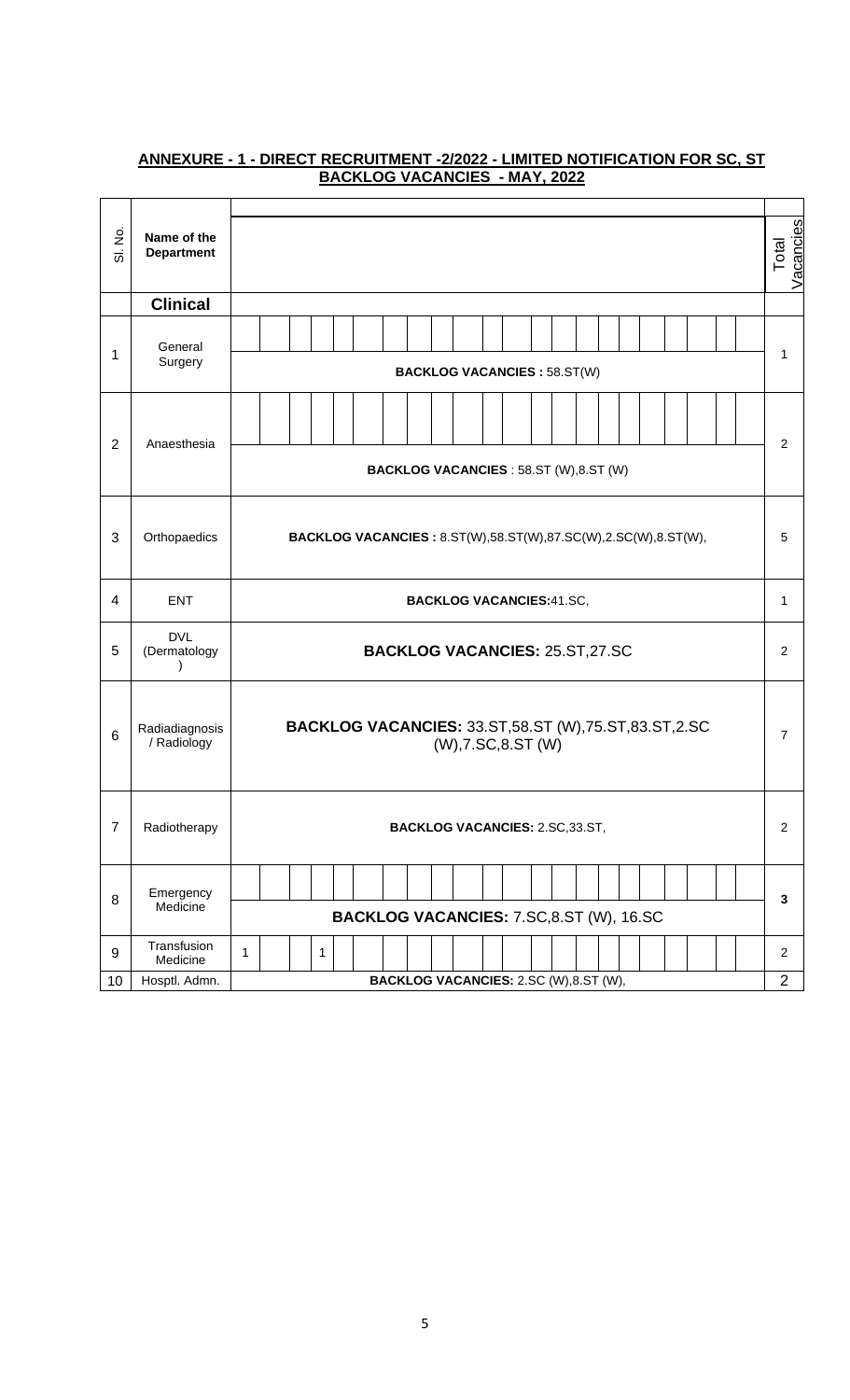## ANNEXURE - 1 - DIRECT RECRUITMENT -2/2022 - LIMITED NOTIFICATION FOR SC, ST BACKLOG VACANCIES - MAY, 2022

| Sl. No. | Name of the Department | | Total Vacancies |
|---|---|---|---|
| | **Clinical** | | |
| 1 | General Surgery | **BACKLOG VACANCIES :** 58.ST(W) | 1 |
| 2 | Anaesthesia | **BACKLOG VACANCIES** : 58.ST (W),8.ST (W) | 2 |
| 3 | Orthopaedics | **BACKLOG VACANCIES :** 8.ST(W),58.ST(W),87.SC(W),2.SC(W),8.ST(W), | 5 |
| 4 | ENT | **BACKLOG VACANCIES:**41.SC, | 1 |
| 5 | DVL (Dermatology) | **BACKLOG VACANCIES:** 25.ST,27.SC | 2 |
| 6 | Radiadiagnosis / Radiology | **BACKLOG VACANCIES:** 33.ST,58.ST (W),75.ST,83.ST,2.SC (W),7.SC,8.ST (W) | 7 |
| 7 | Radiotherapy | **BACKLOG VACANCIES:** 2.SC,33.ST, | 2 |
| 8 | Emergency Medicine | **BACKLOG VACANCIES:** 7.SC,8.ST (W), 16.SC | **3** |
| 9 | Transfusion Medicine | 1 &nbsp;&nbsp;&nbsp; 1 | 2 |
| 10 | Hosptl. Admn. | **BACKLOG VACANCIES:** 2.SC (W),8.ST (W), | 2 |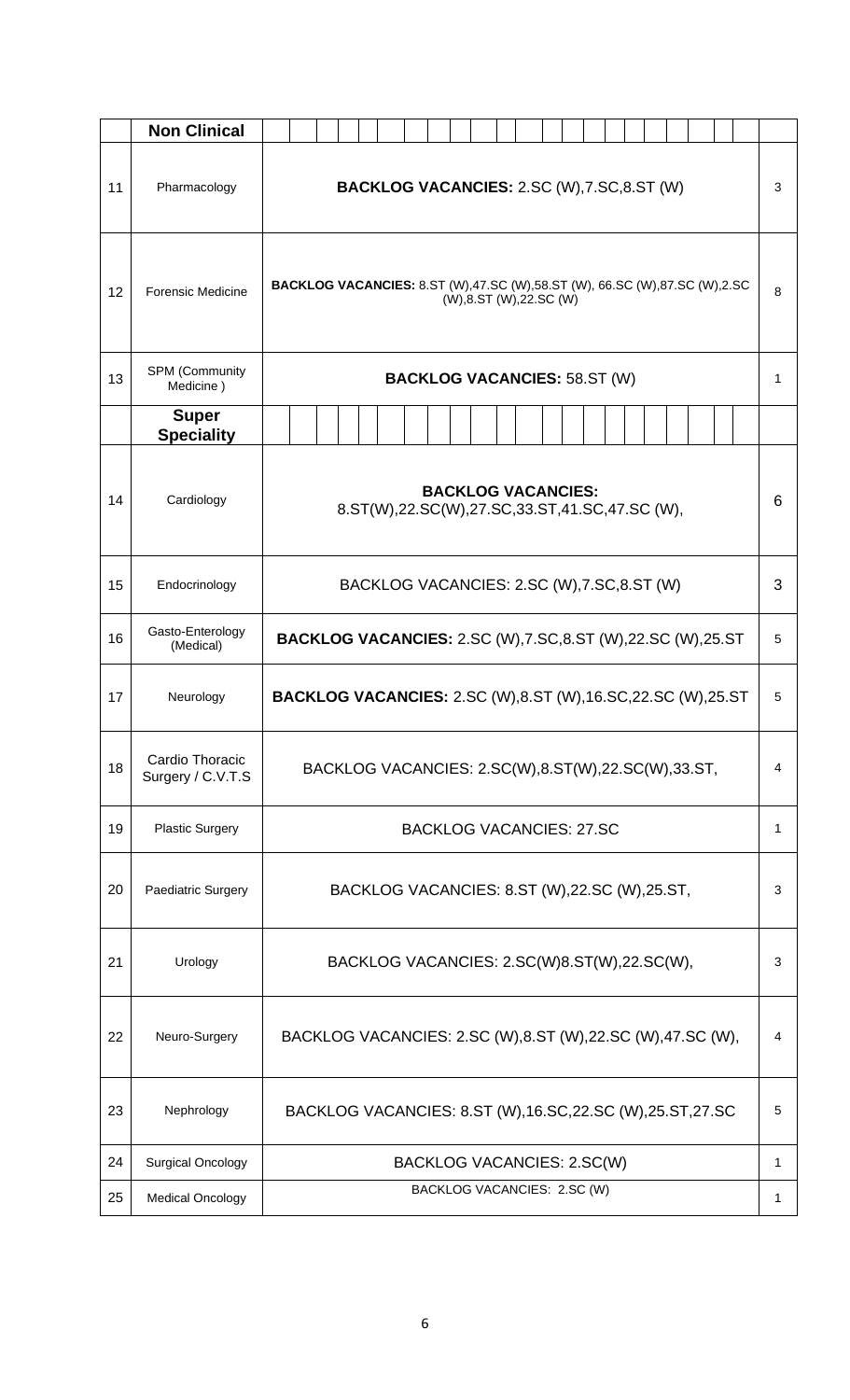| | Non Clinical | | |
|---|---|---|---|
| 11 | Pharmacology | **BACKLOG VACANCIES:** 2.SC (W),7.SC,8.ST (W) | 3 |
| 12 | Forensic Medicine | **BACKLOG VACANCIES:** 8.ST (W),47.SC (W),58.ST (W), 66.SC (W),87.SC (W),2.SC (W),8.ST (W),22.SC (W) | 8 |
| 13 | SPM (Community Medicine ) | **BACKLOG VACANCIES:** 58.ST (W) | 1 |
| | **Super Speciality** | | |
| 14 | Cardiology | **BACKLOG VACANCIES:** 8.ST(W),22.SC(W),27.SC,33.ST,41.SC,47.SC (W), | 6 |
| 15 | Endocrinology | BACKLOG VACANCIES: 2.SC (W),7.SC,8.ST (W) | 3 |
| 16 | Gasto-Enterology (Medical) | **BACKLOG VACANCIES:** 2.SC (W),7.SC,8.ST (W),22.SC (W),25.ST | 5 |
| 17 | Neurology | **BACKLOG VACANCIES:** 2.SC (W),8.ST (W),16.SC,22.SC (W),25.ST | 5 |
| 18 | Cardio Thoracic Surgery / C.V.T.S | BACKLOG VACANCIES: 2.SC(W),8.ST(W),22.SC(W),33.ST, | 4 |
| 19 | Plastic Surgery | BACKLOG VACANCIES: 27.SC | 1 |
| 20 | Paediatric Surgery | BACKLOG VACANCIES: 8.ST (W),22.SC (W),25.ST, | 3 |
| 21 | Urology | BACKLOG VACANCIES: 2.SC(W)8.ST(W),22.SC(W), | 3 |
| 22 | Neuro-Surgery | BACKLOG VACANCIES: 2.SC (W),8.ST (W),22.SC (W),47.SC (W), | 4 |
| 23 | Nephrology | BACKLOG VACANCIES: 8.ST (W),16.SC,22.SC (W),25.ST,27.SC | 5 |
| 24 | Surgical Oncology | BACKLOG VACANCIES: 2.SC(W) | 1 |
| 25 | Medical Oncology | BACKLOG VACANCIES: 2.SC (W) | 1 |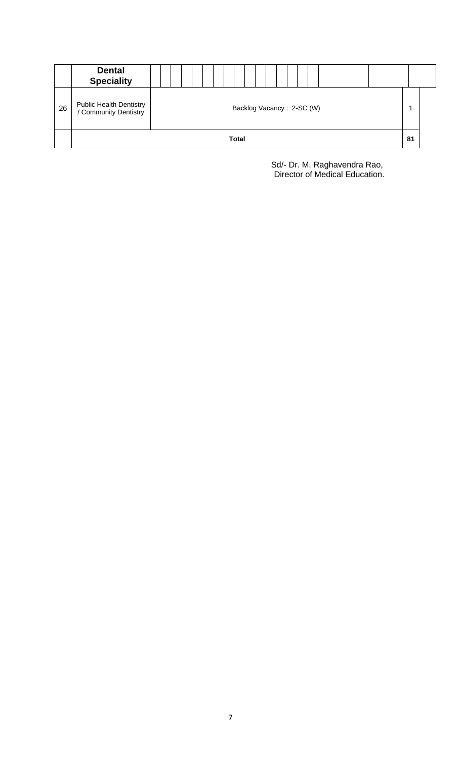| | | | | | | | | | | | | | | | | | | | | | |
|---|---|---|---|---|---|---|---|---|---|---|---|---|---|---|---|---|---|---|---|---|---|
| | **Dental Speciality** | | | | | | | | | | | | | | | | | | | | |
| 26 | Public Health Dentistry / Community Dentistry | Backlog Vacancy : 2-SC (W) | | | | | | | | | | | | | | | | | | 1 | |
| | **Total** | | | | | | | | | | | | | | | | | | | **81** | |

Sd/- Dr. M. Raghavendra Rao,
Director of Medical Education.